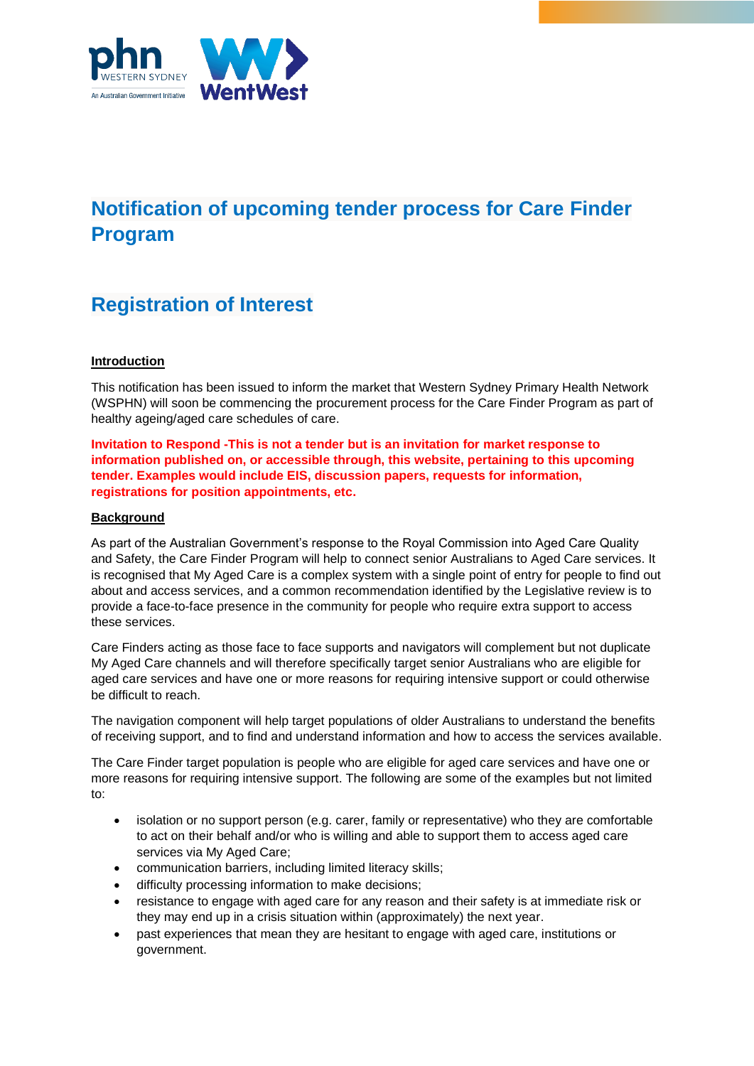# Notification of upcoming tender process for Care Finder Program

## Registration of Interest

**Introduction**

This notification has been issued to inform the market that Western Sydney Primary Health Network (WSPHN) will soon be commencing the procurement process for the Care Finder Program as part of healthy ageing/aged care schedules of care.

**Invitation to Respond -This is not a tender but is an invitation for market response to information published on, or accessible through, this website, pertaining to this upcoming tender. Examples would include EIS, discussion papers, requests for information, registrations for position appointments, etc.**

**Background**

As part of the Australian Government's response to the Royal Commission into Aged Care Quality and Safety, the Care Finder Program will help to connect senior Australians to Aged Care services. It is recognised that My Aged Care is a complex system with a single point of entry for people to find out about and access services, and a common recommendation identified by the Legislative review is to provide a face-to-face presence in the community for people who require extra support to access these services.

Care Finders acting as those face to face supports and navigators will complement but not duplicate My Aged Care channels and will therefore specifically target senior Australians who are eligible for aged care services and have one or more reasons for requiring intensive support or could otherwise be difficult to reach.

The navigation component will help target populations of older Australians to understand the benefits of receiving support, and to find and understand information and how to access the services available.

The Care Finder target population is people who are eligible for aged care services and have one or more reasons for requiring intensive support. The following are some of the examples but not limited to:

- isolation or no support person (e.g. carer, family or representative) who they are comfortable to act on their behalf and/or who is willing and able to support them to access aged care services via My Aged Care;
- communication barriers, including limited literacy skills;
- difficulty processing information to make decisions;
- resistance to engage with aged care for any reason and their safety is at immediate risk or they may end up in a crisis situation within (approximately) the next year.
- past experiences that mean they are hesitant to engage with aged care, institutions or government.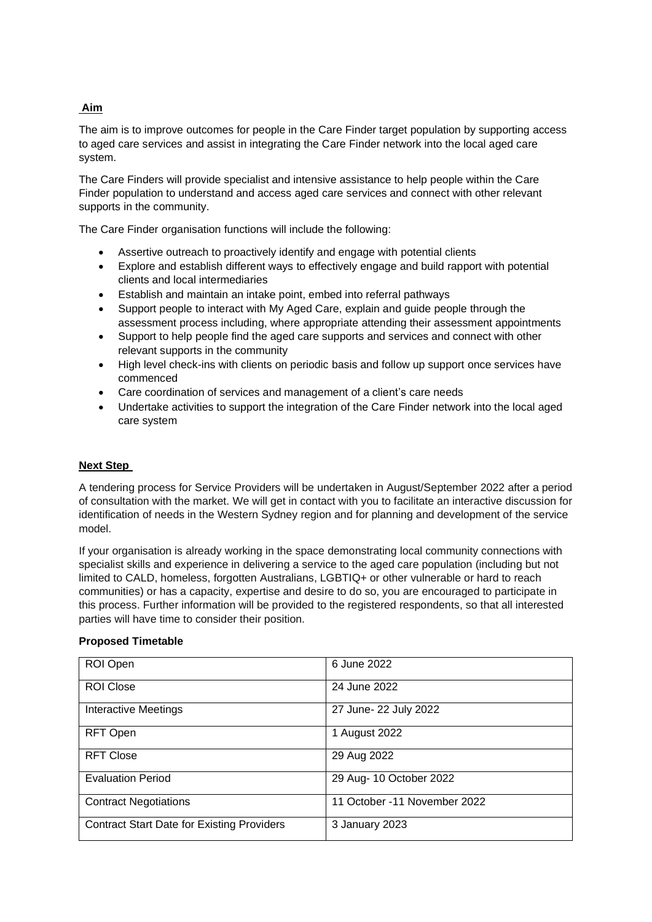**Aim**

The aim is to improve outcomes for people in the Care Finder target population by supporting access to aged care services and assist in integrating the Care Finder network into the local aged care system.

The Care Finders will provide specialist and intensive assistance to help people within the Care Finder population to understand and access aged care services and connect with other relevant supports in the community.

The Care Finder organisation functions will include the following:

- Assertive outreach to proactively identify and engage with potential clients
- Explore and establish different ways to effectively engage and build rapport with potential clients and local intermediaries
- Establish and maintain an intake point, embed into referral pathways
- Support people to interact with My Aged Care, explain and guide people through the assessment process including, where appropriate attending their assessment appointments
- Support to help people find the aged care supports and services and connect with other relevant supports in the community
- High level check-ins with clients on periodic basis and follow up support once services have commenced
- Care coordination of services and management of a client's care needs
- Undertake activities to support the integration of the Care Finder network into the local aged care system

**Next Step**

A tendering process for Service Providers will be undertaken in August/September 2022 after a period of consultation with the market. We will get in contact with you to facilitate an interactive discussion for identification of needs in the Western Sydney region and for planning and development of the service model.

If your organisation is already working in the space demonstrating local community connections with specialist skills and experience in delivering a service to the aged care population (including but not limited to CALD, homeless, forgotten Australians, LGBTIQ+ or other vulnerable or hard to reach communities) or has a capacity, expertise and desire to do so, you are encouraged to participate in this process. Further information will be provided to the registered respondents, so that all interested parties will have time to consider their position.

**Proposed Timetable**

| | |
|---|---|
| ROI Open | 6 June 2022 |
| ROI Close | 24 June 2022 |
| Interactive Meetings | 27 June- 22 July 2022 |
| RFT Open | 1 August 2022 |
| RFT Close | 29 Aug 2022 |
| Evaluation Period | 29 Aug- 10 October 2022 |
| Contract Negotiations | 11 October -11 November 2022 |
| Contract Start Date for Existing Providers | 3 January 2023 |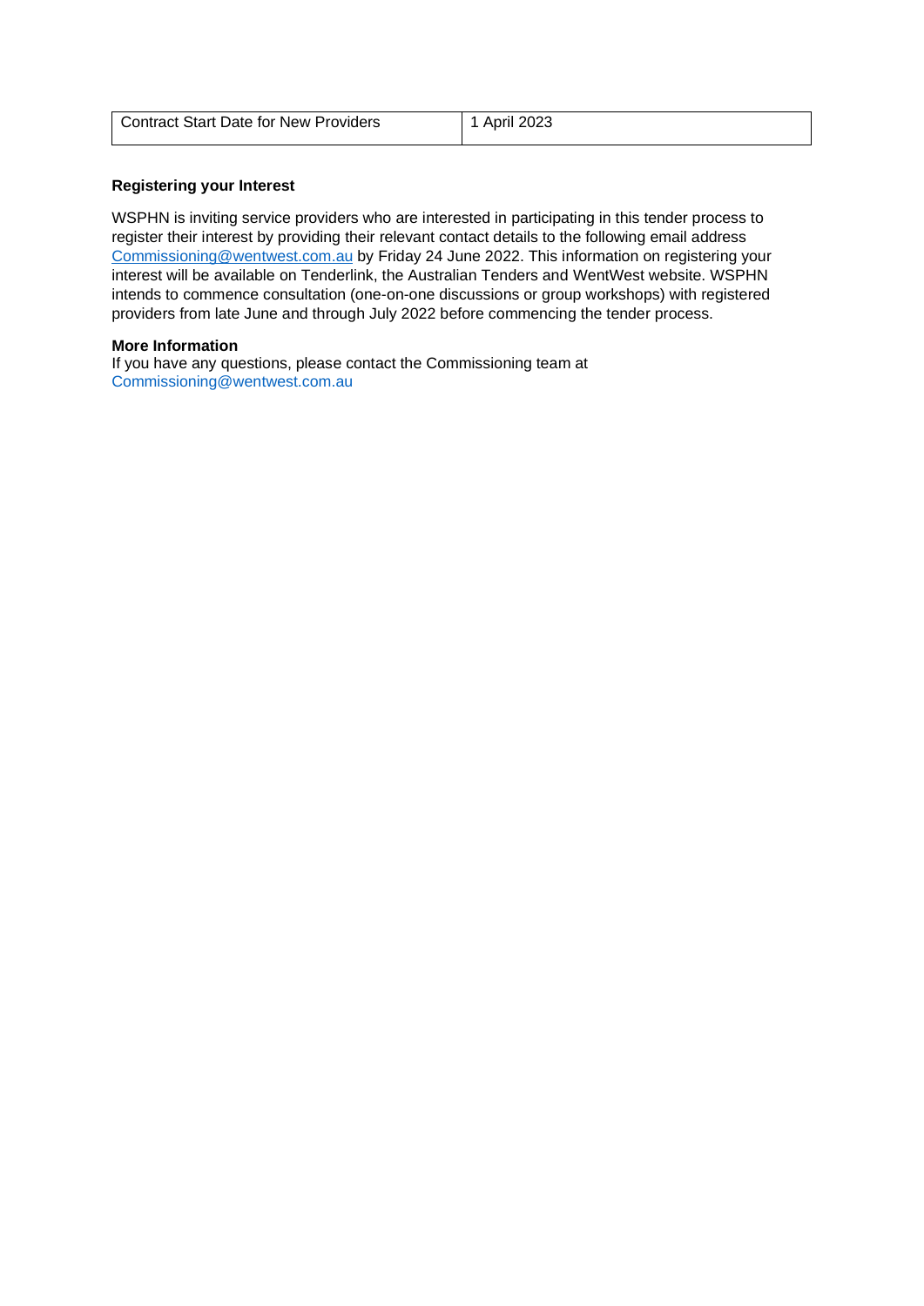| | |
|---|---|
| Contract Start Date for New Providers | 1 April 2023 |

**Registering your Interest**

WSPHN is inviting service providers who are interested in participating in this tender process to register their interest by providing their relevant contact details to the following email address Commissioning@wentwest.com.au by Friday 24 June 2022. This information on registering your interest will be available on Tenderlink, the Australian Tenders and WentWest website. WSPHN intends to commence consultation (one-on-one discussions or group workshops) with registered providers from late June and through July 2022 before commencing the tender process.

**More Information**

If you have any questions, please contact the Commissioning team at Commissioning@wentwest.com.au